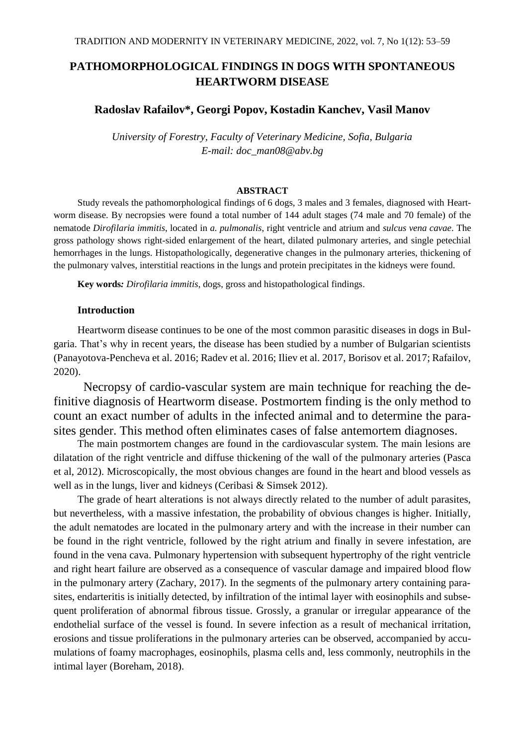# PATHOMORPHOLOGICAL FINDINGS IN DOGS WITH SPONTANEOUS HEARTWORM DISEASE

**Radoslav Rafailov\*, Georgi Popov, Kostadin Kanchev, Vasil Manov**

*University of Forestry, Faculty of Veterinary Medicine, Sofia, Bulgaria*
*E-mail: doc_man08@abv.bg*

## ABSTRACT

Study reveals the pathomorphological findings of 6 dogs, 3 males and 3 females, diagnosed with Heartworm disease. By necropsies were found a total number of 144 adult stages (74 male and 70 female) of the nematode *Dirofilaria immitis*, located in *a. pulmonalis*, right ventricle and atrium and *sulcus vena cavae*. The gross pathology shows right-sided enlargement of the heart, dilated pulmonary arteries, and single petechial hemorrhages in the lungs. Histopathologically, degenerative changes in the pulmonary arteries, thickening of the pulmonary valves, interstitial reactions in the lungs and protein precipitates in the kidneys were found.

**Key words***:* *Dirofilaria immitis*, dogs, gross and histopathological findings.

## Introduction

Heartworm disease continues to be one of the most common parasitic diseases in dogs in Bulgaria. That's why in recent years, the disease has been studied by a number of Bulgarian scientists (Panayotova-Pencheva et al. 2016; Radev et al. 2016; Iliev et al. 2017, Borisov et al. 2017; Rafailov, 2020).

Necropsy of cardio-vascular system are main technique for reaching the definitive diagnosis of Heartworm disease. Postmortem finding is the only method to count an exact number of adults in the infected animal and to determine the parasites gender. This method often eliminates cases of false antemortem diagnoses.

The main postmortem changes are found in the cardiovascular system. The main lesions are dilatation of the right ventricle and diffuse thickening of the wall of the pulmonary arteries (Pasca et al, 2012). Microscopically, the most obvious changes are found in the heart and blood vessels as well as in the lungs, liver and kidneys (Ceribasi & Simsek 2012).

The grade of heart alterations is not always directly related to the number of adult parasites, but nevertheless, with a massive infestation, the probability of obvious changes is higher. Initially, the adult nematodes are located in the pulmonary artery and with the increase in their number can be found in the right ventricle, followed by the right atrium and finally in severe infestation, are found in the vena cava. Pulmonary hypertension with subsequent hypertrophy of the right ventricle and right heart failure are observed as a consequence of vascular damage and impaired blood flow in the pulmonary artery (Zachary, 2017). In the segments of the pulmonary artery containing parasites, endarteritis is initially detected, by infiltration of the intimal layer with eosinophils and subsequent proliferation of abnormal fibrous tissue. Grossly, a granular or irregular appearance of the endothelial surface of the vessel is found. In severe infection as a result of mechanical irritation, erosions and tissue proliferations in the pulmonary arteries can be observed, accompanied by accumulations of foamy macrophages, eosinophils, plasma cells and, less commonly, neutrophils in the intimal layer (Boreham, 2018).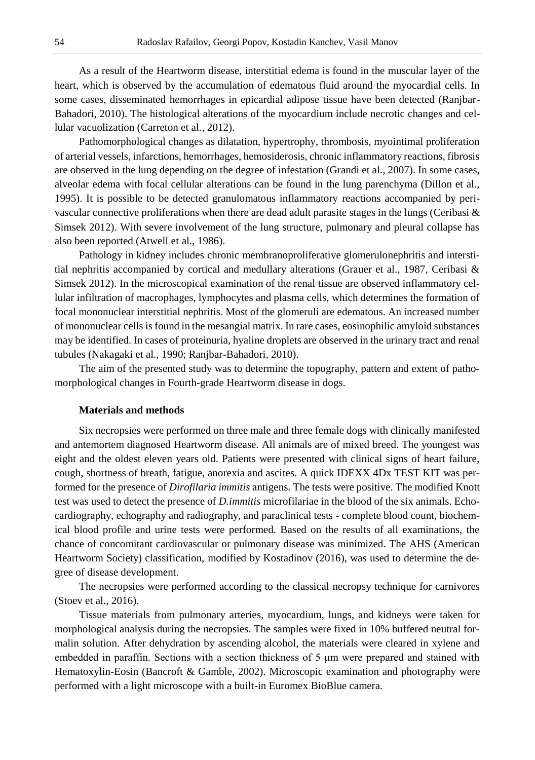As a result of the Heartworm disease, interstitial edema is found in the muscular layer of the heart, which is observed by the accumulation of edematous fluid around the myocardial cells. In some cases, disseminated hemorrhages in epicardial adipose tissue have been detected (Ranjbar-Bahadori, 2010). The histological alterations of the myocardium include necrotic changes and cellular vacuolization (Carreton et al., 2012).

Pathomorphological changes as dilatation, hypertrophy, thrombosis, myointimal proliferation of arterial vessels, infarctions, hemorrhages, hemosiderosis, chronic inflammatory reactions, fibrosis are observed in the lung depending on the degree of infestation (Grandi et al., 2007). In some cases, alveolar edema with focal cellular alterations can be found in the lung parenchyma (Dillon et al., 1995). It is possible to be detected granulomatous inflammatory reactions accompanied by perivascular connective proliferations when there are dead adult parasite stages in the lungs (Ceribasi & Simsek 2012). With severe involvement of the lung structure, pulmonary and pleural collapse has also been reported (Atwell et al., 1986).

Pathology in kidney includes chronic membranoproliferative glomerulonephritis and interstitial nephritis accompanied by cortical and medullary alterations (Grauer et al., 1987, Ceribasi & Simsek 2012). In the microscopical examination of the renal tissue are observed inflammatory cellular infiltration of macrophages, lymphocytes and plasma cells, which determines the formation of focal mononuclear interstitial nephritis. Most of the glomeruli are edematous. An increased number of mononuclear cells is found in the mesangial matrix. In rare cases, eosinophilic amyloid substances may be identified. In cases of proteinuria, hyaline droplets are observed in the urinary tract and renal tubules (Nakagaki et al., 1990; Ranjbar-Bahadori, 2010).

The aim of the presented study was to determine the topography, pattern and extent of pathomorphological changes in Fourth-grade Heartworm disease in dogs.

## Materials and methods

Six necropsies were performed on three male and three female dogs with clinically manifested and antemortem diagnosed Heartworm disease. All animals are of mixed breed. The youngest was eight and the oldest eleven years old. Patients were presented with clinical signs of heart failure, cough, shortness of breath, fatigue, anorexia and ascites. A quick IDEXX 4Dx TEST KIT was performed for the presence of *Dirofilaria immitis* antigens. The tests were positive. The modified Knott test was used to detect the presence of *D.immitis* microfilariae in the blood of the six animals. Echocardiography, echography and radiography, and paraclinical tests - complete blood count, biochemical blood profile and urine tests were performed. Based on the results of all examinations, the chance of concomitant cardiovascular or pulmonary disease was minimized. The AHS (American Heartworm Society) classification, modified by Kostadinov (2016), was used to determine the degree of disease development.

The necropsies were performed according to the classical necropsy technique for carnivores (Stoev et al., 2016).

Tissue materials from pulmonary arteries, myocardium, lungs, and kidneys were taken for morphological analysis during the necropsies. The samples were fixed in 10% buffered neutral formalin solution. After dehydration by ascending alcohol, the materials were cleared in xylene and embedded in paraffin. Sections with a section thickness of 5 μm were prepared and stained with Hematoxylin-Eosin (Bancroft & Gamble, 2002). Microscopic examination and photography were performed with a light microscope with a built-in Euromex BioBlue camera.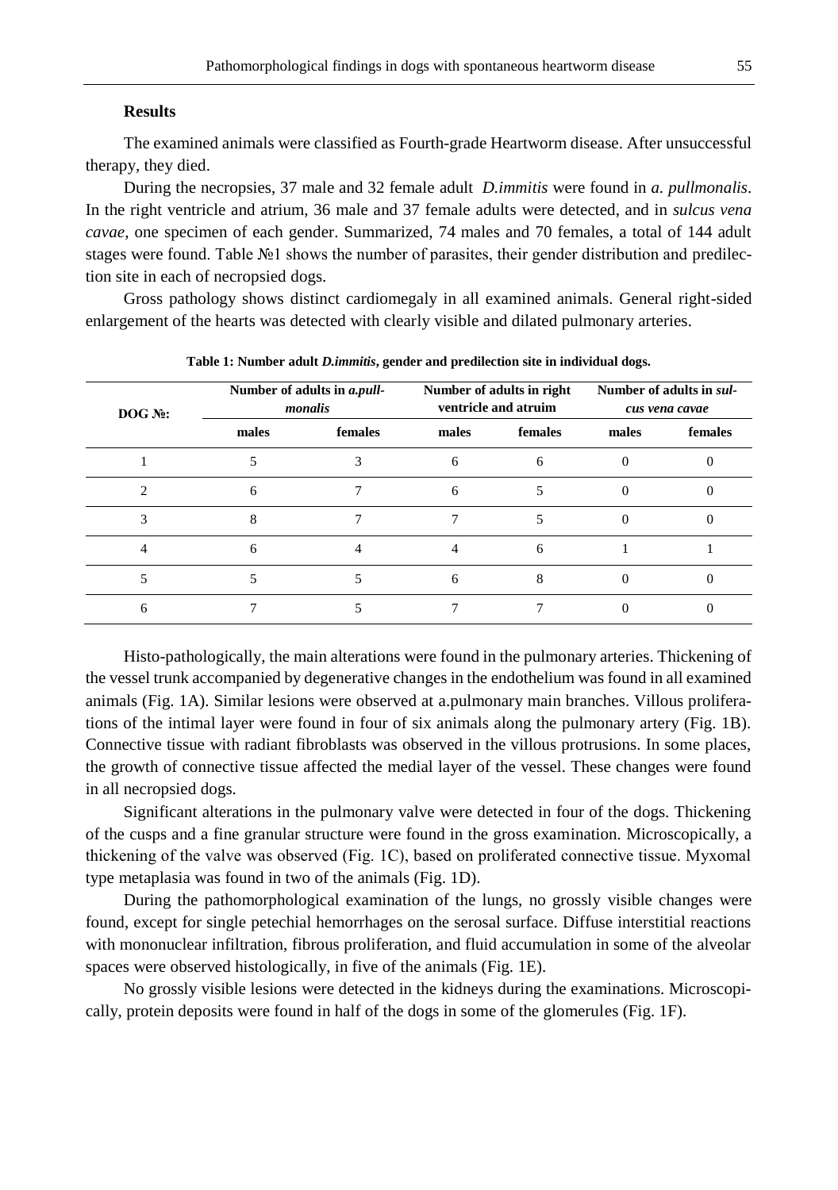## Results

The examined animals were classified as Fourth-grade Heartworm disease. After unsuccessful therapy, they died.

During the necropsies, 37 male and 32 female adult *D.immitis* were found in *a. pullmonalis*. In the right ventricle and atrium, 36 male and 37 female adults were detected, and in *sulcus vena cavae*, one specimen of each gender. Summarized, 74 males and 70 females, a total of 144 adult stages were found. Table №1 shows the number of parasites, their gender distribution and predilection site in each of necropsied dogs.

Gross pathology shows distinct cardiomegaly in all examined animals. General right-sided enlargement of the hearts was detected with clearly visible and dilated pulmonary arteries.

**Table 1: Number adult *D.immitis*, gender and predilection site in individual dogs.**

| DOG №: | Number of adults in *a.pullmonalis* | | Number of adults in right ventricle and atruim | | Number of adults in *sulcus vena cavae* | |
|---|---|---|---|---|---|---|
| | males | females | males | females | males | females |
| 1 | 5 | 3 | 6 | 6 | 0 | 0 |
| 2 | 6 | 7 | 6 | 5 | 0 | 0 |
| 3 | 8 | 7 | 7 | 5 | 0 | 0 |
| 4 | 6 | 4 | 4 | 6 | 1 | 1 |
| 5 | 5 | 5 | 6 | 8 | 0 | 0 |
| 6 | 7 | 5 | 7 | 7 | 0 | 0 |

Histo-pathologically, the main alterations were found in the pulmonary arteries. Thickening of the vessel trunk accompanied by degenerative changes in the endothelium was found in all examined animals (Fig. 1A). Similar lesions were observed at a.pulmonary main branches. Villous proliferations of the intimal layer were found in four of six animals along the pulmonary artery (Fig. 1B). Connective tissue with radiant fibroblasts was observed in the villous protrusions. In some places, the growth of connective tissue affected the medial layer of the vessel. These changes were found in all necropsied dogs.

Significant alterations in the pulmonary valve were detected in four of the dogs. Thickening of the cusps and a fine granular structure were found in the gross examination. Microscopically, a thickening of the valve was observed (Fig. 1C), based on proliferated connective tissue. Myxomal type metaplasia was found in two of the animals (Fig. 1D).

During the pathomorphological examination of the lungs, no grossly visible changes were found, except for single petechial hemorrhages on the serosal surface. Diffuse interstitial reactions with mononuclear infiltration, fibrous proliferation, and fluid accumulation in some of the alveolar spaces were observed histologically, in five of the animals (Fig. 1E).

No grossly visible lesions were detected in the kidneys during the examinations. Microscopically, protein deposits were found in half of the dogs in some of the glomerules (Fig. 1F).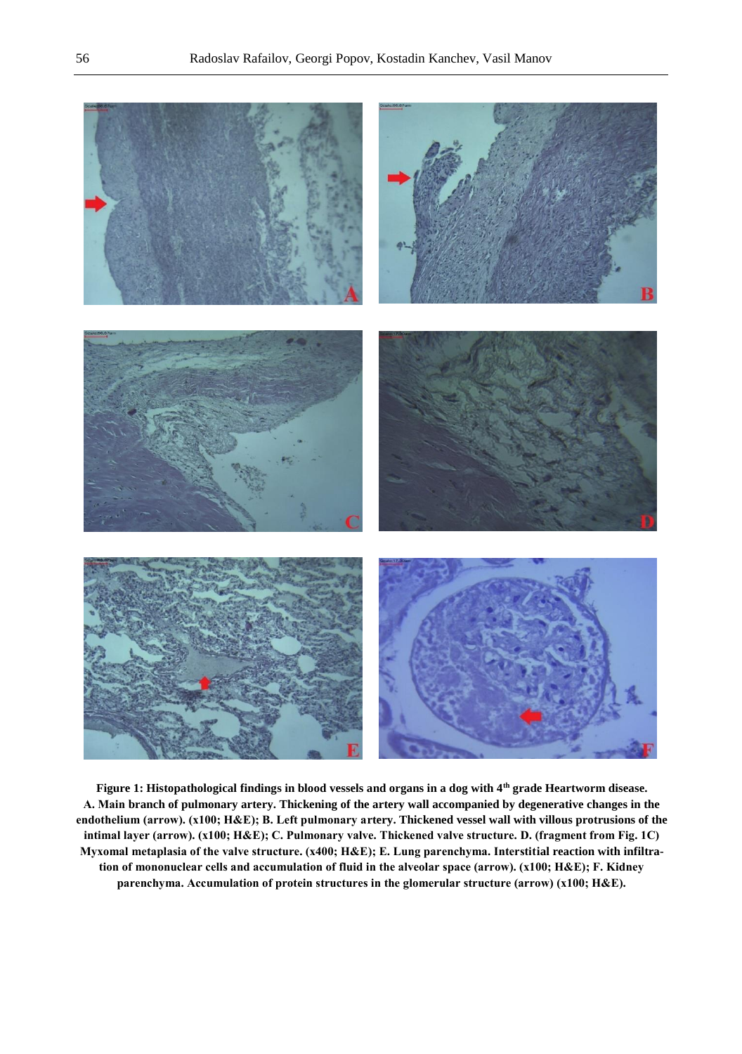**Figure 1: Histopathological findings in blood vessels and organs in a dog with 4th grade Heartworm disease. A. Main branch of pulmonary artery. Thickening of the artery wall accompanied by degenerative changes in the endothelium (arrow). (x100; H&E); B. Left pulmonary artery. Thickened vessel wall with villous protrusions of the intimal layer (arrow). (x100; H&E); C. Pulmonary valve. Thickened valve structure. D. (fragment from Fig. 1C) Myxomal metaplasia of the valve structure. (x400; H&E); E. Lung parenchyma. Interstitial reaction with infiltration of mononuclear cells and accumulation of fluid in the alveolar space (arrow). (x100; H&E); F. Kidney parenchyma. Accumulation of protein structures in the glomerular structure (arrow) (x100; H&E).**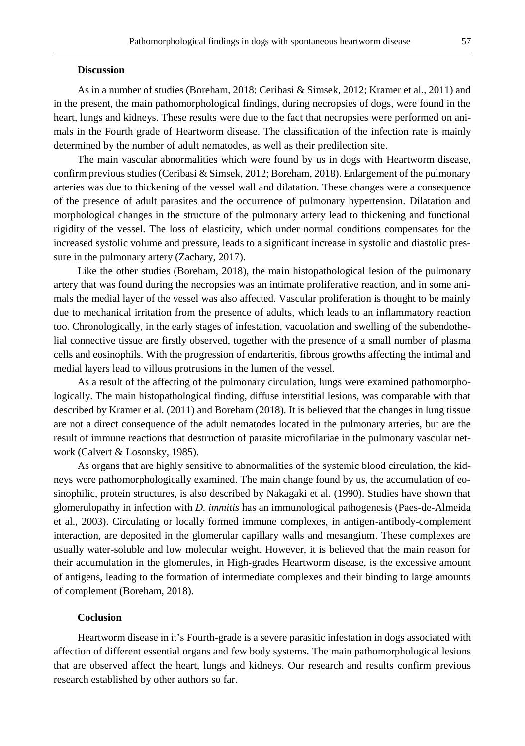## Discussion

As in a number of studies (Boreham, 2018; Ceribasi & Simsek, 2012; Kramer et al., 2011) and in the present, the main pathomorphological findings, during necropsies of dogs, were found in the heart, lungs and kidneys. These results were due to the fact that necropsies were performed on animals in the Fourth grade of Heartworm disease. The classification of the infection rate is mainly determined by the number of adult nematodes, as well as their predilection site.

The main vascular abnormalities which were found by us in dogs with Heartworm disease, confirm previous studies (Ceribasi & Simsek, 2012; Boreham, 2018). Enlargement of the pulmonary arteries was due to thickening of the vessel wall and dilatation. These changes were a consequence of the presence of adult parasites and the occurrence of pulmonary hypertension. Dilatation and morphological changes in the structure of the pulmonary artery lead to thickening and functional rigidity of the vessel. The loss of elasticity, which under normal conditions compensates for the increased systolic volume and pressure, leads to a significant increase in systolic and diastolic pressure in the pulmonary artery (Zachary, 2017).

Like the other studies (Boreham, 2018), the main histopathological lesion of the pulmonary artery that was found during the necropsies was an intimate proliferative reaction, and in some animals the medial layer of the vessel was also affected. Vascular proliferation is thought to be mainly due to mechanical irritation from the presence of adults, which leads to an inflammatory reaction too. Chronologically, in the early stages of infestation, vacuolation and swelling of the subendothelial connective tissue are firstly observed, together with the presence of a small number of plasma cells and eosinophils. With the progression of endarteritis, fibrous growths affecting the intimal and medial layers lead to villous protrusions in the lumen of the vessel.

As a result of the affecting of the pulmonary circulation, lungs were examined pathomorphologically. The main histopathological finding, diffuse interstitial lesions, was comparable with that described by Kramer et al. (2011) and Boreham (2018). It is believed that the changes in lung tissue are not a direct consequence of the adult nematodes located in the pulmonary arteries, but are the result of immune reactions that destruction of parasite microfilariae in the pulmonary vascular network (Calvert & Losonsky, 1985).

As organs that are highly sensitive to abnormalities of the systemic blood circulation, the kidneys were pathomorphologically examined. The main change found by us, the accumulation of eosinophilic, protein structures, is also described by Nakagaki et al. (1990). Studies have shown that glomerulopathy in infection with *D. immitis* has an immunological pathogenesis (Paes-de-Almeida et al., 2003). Circulating or locally formed immune complexes, in antigen-antibody-complement interaction, are deposited in the glomerular capillary walls and mesangium. These complexes are usually water-soluble and low molecular weight. However, it is believed that the main reason for their accumulation in the glomerules, in High-grades Heartworm disease, is the excessive amount of antigens, leading to the formation of intermediate complexes and their binding to large amounts of complement (Boreham, 2018).

## Coclusion

Heartworm disease in it's Fourth-grade is a severe parasitic infestation in dogs associated with affection of different essential organs and few body systems. The main pathomorphological lesions that are observed affect the heart, lungs and kidneys. Our research and results confirm previous research established by other authors so far.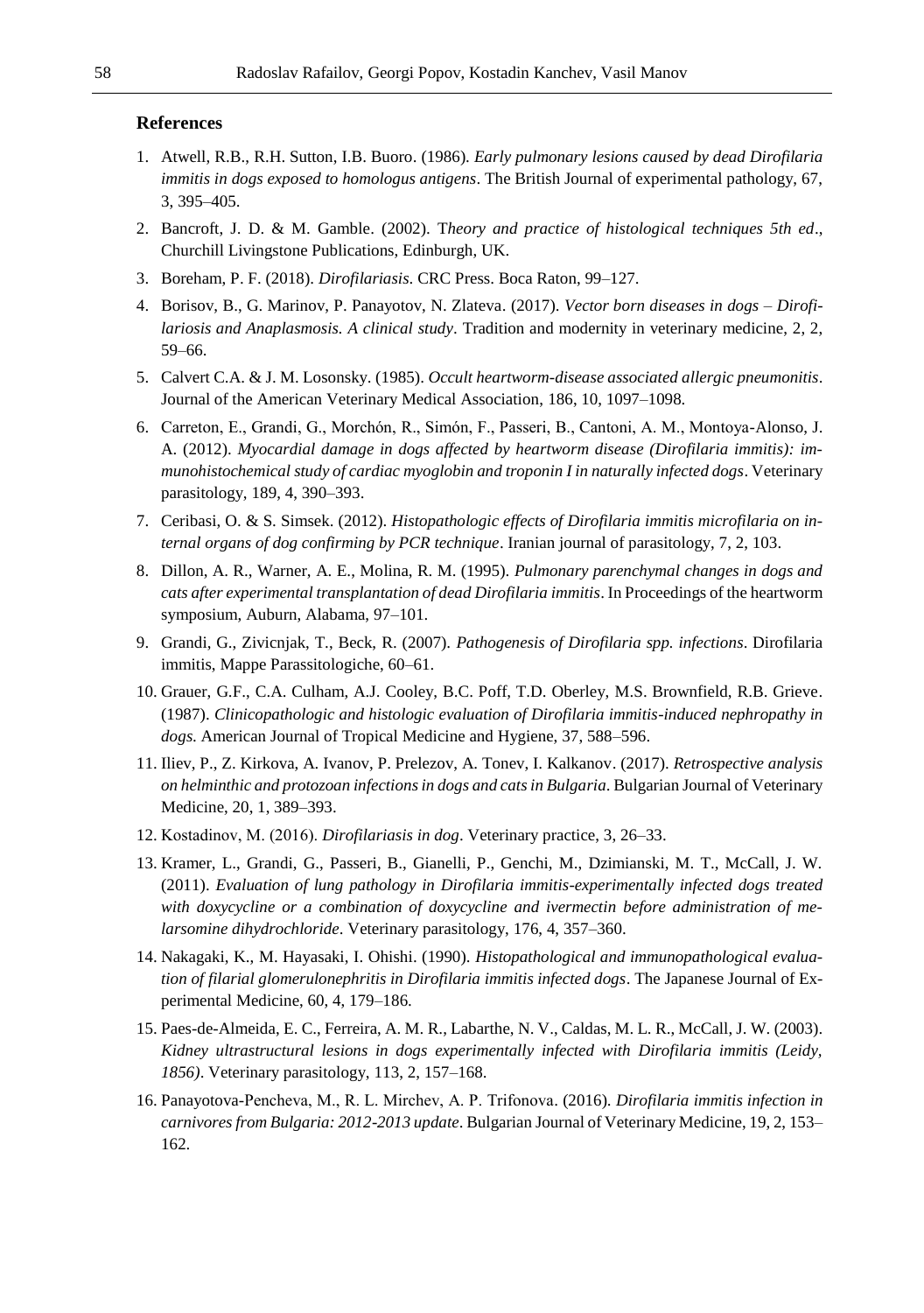## References

1. Atwell, R.B., R.H. Sutton, I.B. Buoro. (1986). *Early pulmonary lesions caused by dead Dirofilaria immitis in dogs exposed to homologus antigens*. The British Journal of experimental pathology, 67, 3, 395–405.
2. Bancroft, J. D. & M. Gamble. (2002). T*heory and practice of histological techniques 5th ed*., Churchill Livingstone Publications, Edinburgh, UK.
3. Boreham, P. F. (2018). *Dirofilariasis*. CRC Press. Boca Raton, 99–127.
4. Borisov, B., G. Marinov, P. Panayotov, N. Zlateva. (2017). *Vector born diseases in dogs – Dirofilariosis and Anaplasmosis. A clinical study*. Tradition and modernity in veterinary medicine, 2, 2, 59–66.
5. Calvert C.A. & J. M. Losonsky. (1985). *Occult heartworm-disease associated allergic pneumonitis*. Journal of the American Veterinary Medical Association, 186, 10, 1097–1098.
6. Carreton, E., Grandi, G., Morchón, R., Simón, F., Passeri, B., Cantoni, A. M., Montoya-Alonso, J. A. (2012). *Myocardial damage in dogs affected by heartworm disease (Dirofilaria immitis): immunohistochemical study of cardiac myoglobin and troponin I in naturally infected dogs*. Veterinary parasitology, 189, 4, 390–393.
7. Ceribasi, O. & S. Simsek. (2012). *Histopathologic effects of Dirofilaria immitis microfilaria on internal organs of dog confirming by PCR technique*. Iranian journal of parasitology, 7, 2, 103.
8. Dillon, A. R., Warner, A. E., Molina, R. M. (1995). *Pulmonary parenchymal changes in dogs and cats after experimental transplantation of dead Dirofilaria immitis*. In Proceedings of the heartworm symposium, Auburn, Alabama, 97–101.
9. Grandi, G., Zivicnjak, T., Beck, R. (2007). *Pathogenesis of Dirofilaria spp. infections*. Dirofilaria immitis, Mappe Parassitologiche, 60–61.
10. Grauer, G.F., C.A. Culham, A.J. Cooley, B.C. Poff, T.D. Oberley, M.S. Brownfield, R.B. Grieve. (1987). *Clinicopathologic and histologic evaluation of Dirofilaria immitis-induced nephropathy in dogs.* American Journal of Tropical Medicine and Hygiene, 37, 588–596.
11. Iliev, P., Z. Kirkova, A. Ivanov, P. Prelezov, A. Tonev, I. Kalkanov. (2017). *Retrospective analysis on helminthic and protozoan infections in dogs and cats in Bulgaria*. Bulgarian Journal of Veterinary Medicine, 20, 1, 389–393.
12. Kostadinov, M. (2016). *Dirofilariasis in dog*. Veterinary practice, 3, 26–33.
13. Kramer, L., Grandi, G., Passeri, B., Gianelli, P., Genchi, M., Dzimianski, M. T., McCall, J. W. (2011). *Evaluation of lung pathology in Dirofilaria immitis-experimentally infected dogs treated with doxycycline or a combination of doxycycline and ivermectin before administration of melarsomine dihydrochloride*. Veterinary parasitology, 176, 4, 357–360.
14. Nakagaki, K., M. Hayasaki, I. Ohishi. (1990). *Histopathological and immunopathological evaluation of filarial glomerulonephritis in Dirofilaria immitis infected dogs*. The Japanese Journal of Experimental Medicine, 60, 4, 179–186.
15. Paes-de-Almeida, E. C., Ferreira, A. M. R., Labarthe, N. V., Caldas, M. L. R., McCall, J. W. (2003). *Kidney ultrastructural lesions in dogs experimentally infected with Dirofilaria immitis (Leidy, 1856)*. Veterinary parasitology, 113, 2, 157–168.
16. Panayotova-Pencheva, M., R. L. Mirchev, A. P. Trifonova. (2016). *Dirofilaria immitis infection in carnivores from Bulgaria: 2012-2013 update*. Bulgarian Journal of Veterinary Medicine, 19, 2, 153–162.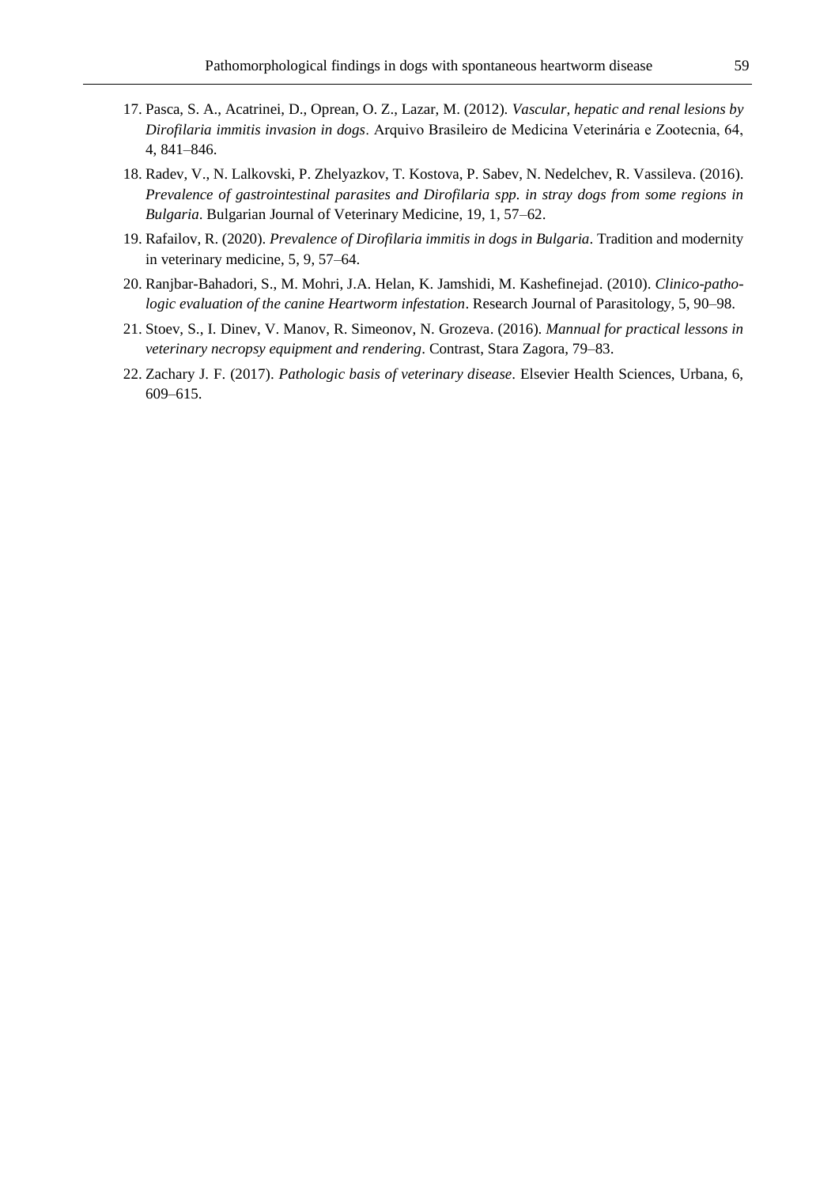17. Pasca, S. A., Acatrinei, D., Oprean, O. Z., Lazar, M. (2012). *Vascular, hepatic and renal lesions by Dirofilaria immitis invasion in dogs*. Arquivo Brasileiro de Medicina Veterinária e Zootecnia, 64, 4, 841–846.
18. Radev, V., N. Lalkovski, P. Zhelyazkov, T. Kostova, P. Sabev, N. Nedelchev, R. Vassileva. (2016). *Prevalence of gastrointestinal parasites and Dirofilaria spp. in stray dogs from some regions in Bulgaria*. Bulgarian Journal of Veterinary Medicine, 19, 1, 57–62.
19. Rafailov, R. (2020). *Prevalence of Dirofilaria immitis in dogs in Bulgaria*. Tradition and modernity in veterinary medicine, 5, 9, 57–64.
20. Ranjbar-Bahadori, S., M. Mohri, J.A. Helan, K. Jamshidi, M. Kashefinejad. (2010). *Clinico-pathologic evaluation of the canine Heartworm infestation*. Research Journal of Parasitology, 5, 90–98.
21. Stoev, S., I. Dinev, V. Manov, R. Simeonov, N. Grozeva. (2016). *Mannual for practical lessons in veterinary necropsy equipment and rendering*. Contrast, Stara Zagora, 79–83.
22. Zachary J. F. (2017). *Pathologic basis of veterinary disease*. Elsevier Health Sciences, Urbana, 6, 609–615.